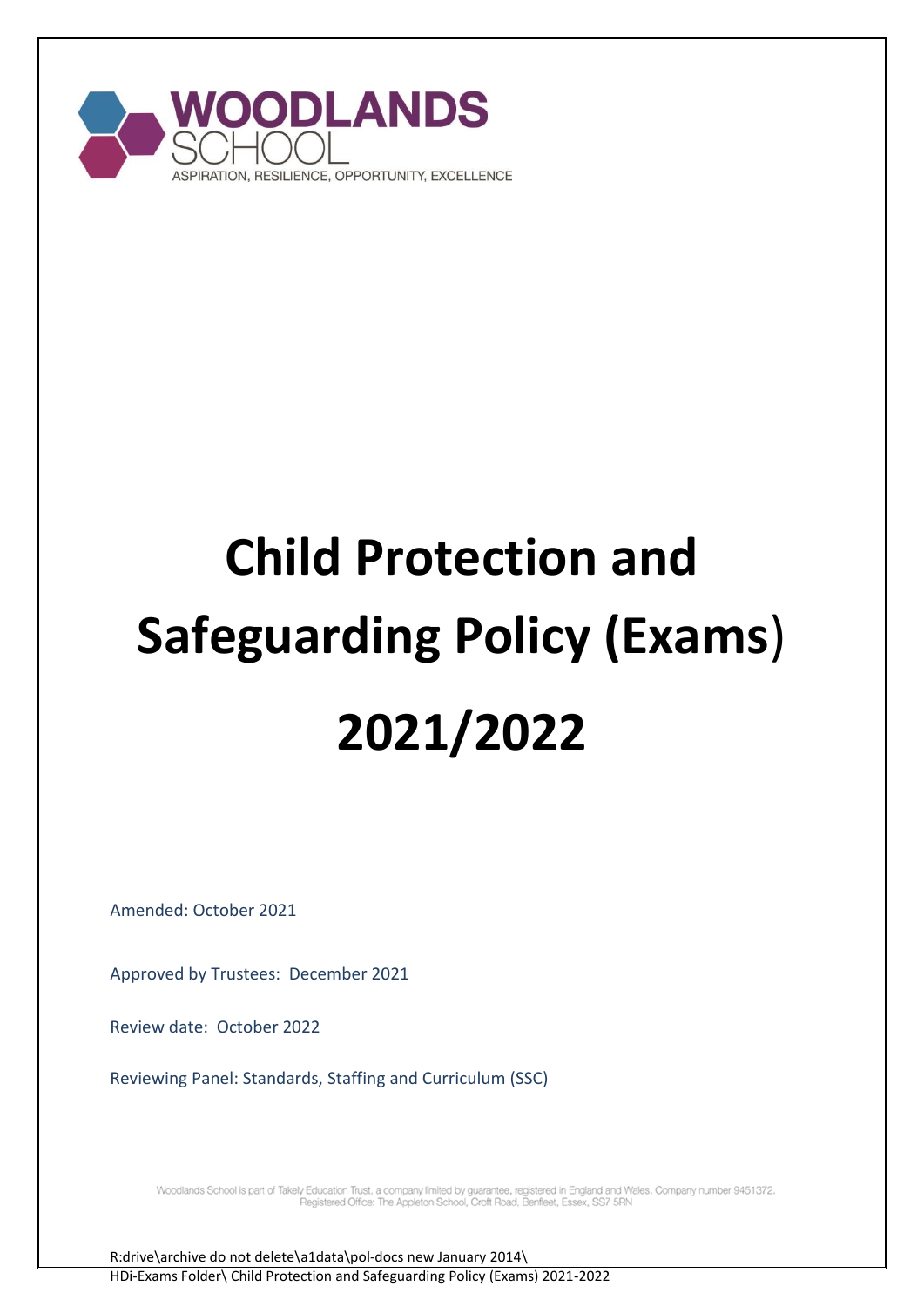WOODLANDS SCHOOL

ASPIRATION, RESILIENCE, OPPORTUNITY, EXCELLENCE

# Child Protection and Safeguarding Policy (Exams) 2021/2022

Amended: October 2021

Approved by Trustees: December 2021

Review date: October 2022

Reviewing Panel: Standards, Staffing and Curriculum (SSC)

Woodlands School is part of Takely Education Trust, a company limited by guarantee, registered in England and Wales. Company number 9451372. Registered Office: The Appleton School, Croft Road, Benfleet, Essex, SS7 5RN

R:drive\archive do not delete\a1data\pol-docs new January 2014\
HDi-Exams Folder\ Child Protection and Safeguarding Policy (Exams) 2021-2022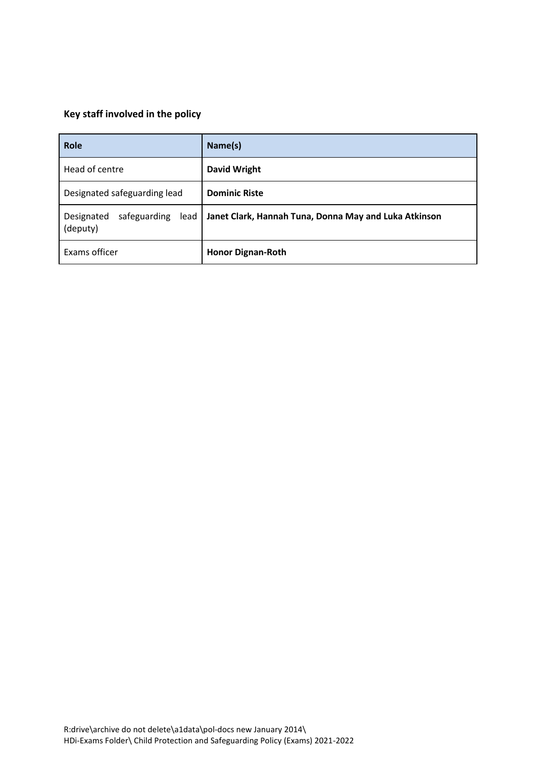**Key staff involved in the policy**

| Role | Name(s) |
|---|---|
| Head of centre | **David Wright** |
| Designated safeguarding lead | **Dominic Riste** |
| Designated safeguarding lead (deputy) | **Janet Clark, Hannah Tuna, Donna May and Luka Atkinson** |
| Exams officer | **Honor Dignan-Roth** |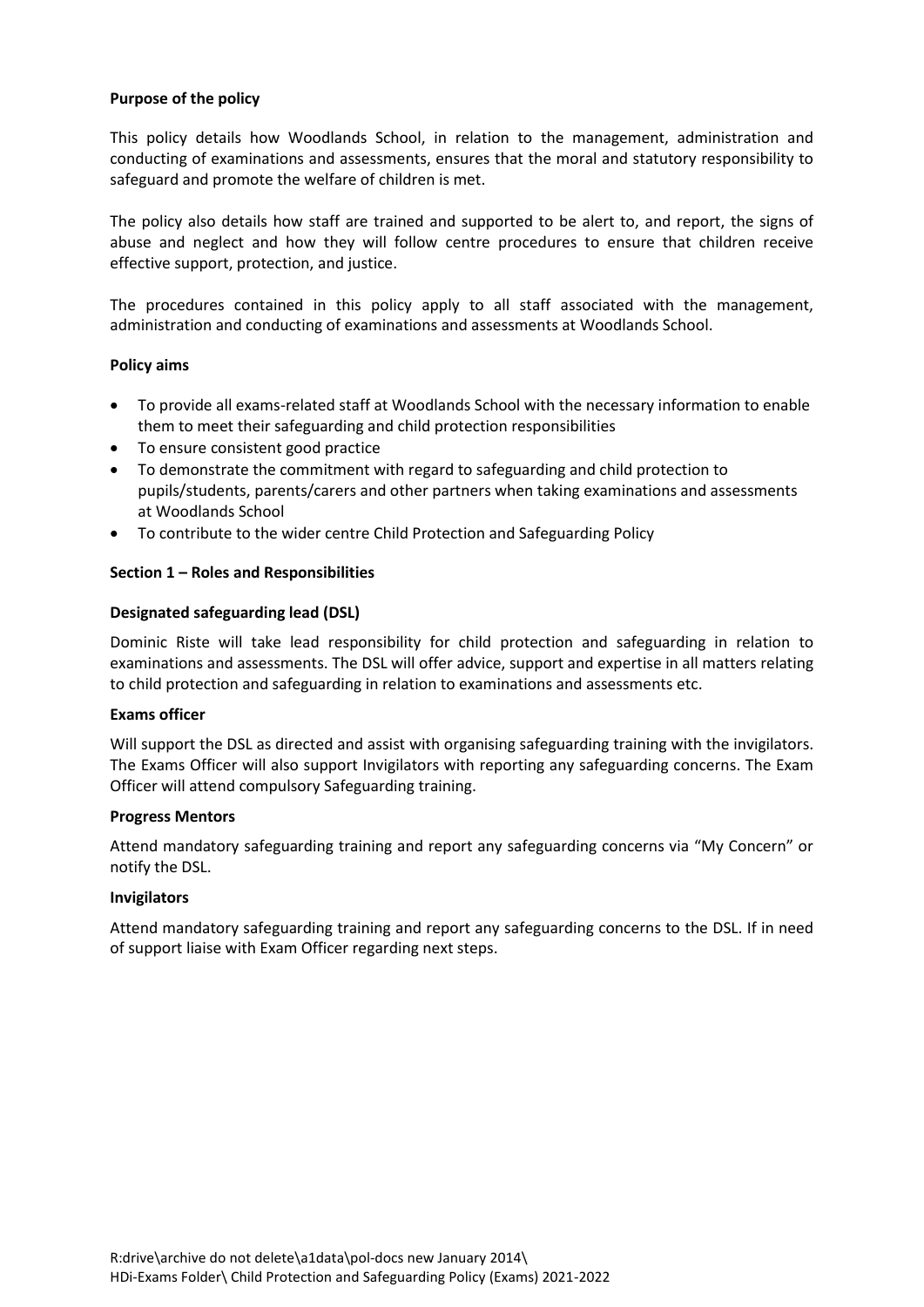**Purpose of the policy**

This policy details how Woodlands School, in relation to the management, administration and conducting of examinations and assessments, ensures that the moral and statutory responsibility to safeguard and promote the welfare of children is met.

The policy also details how staff are trained and supported to be alert to, and report, the signs of abuse and neglect and how they will follow centre procedures to ensure that children receive effective support, protection, and justice.

The procedures contained in this policy apply to all staff associated with the management, administration and conducting of examinations and assessments at Woodlands School.

**Policy aims**

- To provide all exams-related staff at Woodlands School with the necessary information to enable them to meet their safeguarding and child protection responsibilities
- To ensure consistent good practice
- To demonstrate the commitment with regard to safeguarding and child protection to pupils/students, parents/carers and other partners when taking examinations and assessments at Woodlands School
- To contribute to the wider centre Child Protection and Safeguarding Policy

**Section 1 – Roles and Responsibilities**

**Designated safeguarding lead (DSL)**

Dominic Riste will take lead responsibility for child protection and safeguarding in relation to examinations and assessments. The DSL will offer advice, support and expertise in all matters relating to child protection and safeguarding in relation to examinations and assessments etc.

**Exams officer**

Will support the DSL as directed and assist with organising safeguarding training with the invigilators. The Exams Officer will also support Invigilators with reporting any safeguarding concerns. The Exam Officer will attend compulsory Safeguarding training.

**Progress Mentors**

Attend mandatory safeguarding training and report any safeguarding concerns via "My Concern" or notify the DSL.

**Invigilators**

Attend mandatory safeguarding training and report any safeguarding concerns to the DSL. If in need of support liaise with Exam Officer regarding next steps.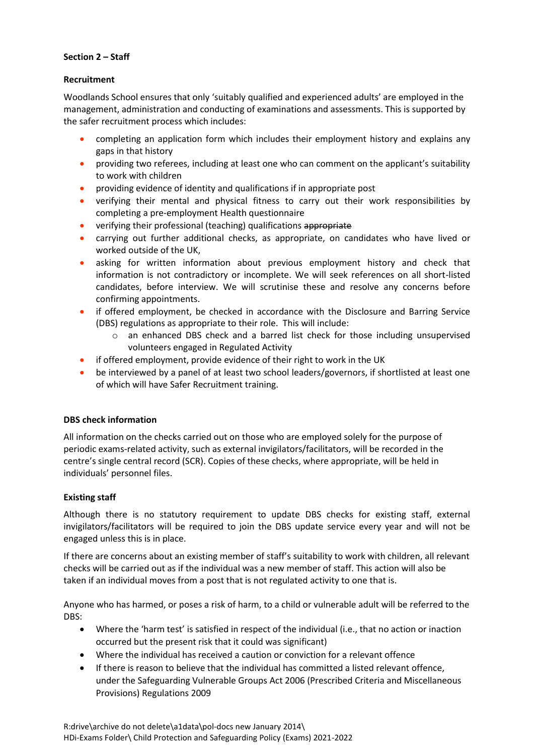**Section 2 – Staff**

**Recruitment**

Woodlands School ensures that only 'suitably qualified and experienced adults' are employed in the management, administration and conducting of examinations and assessments. This is supported by the safer recruitment process which includes:

- completing an application form which includes their employment history and explains any gaps in that history
- providing two referees, including at least one who can comment on the applicant's suitability to work with children
- providing evidence of identity and qualifications if in appropriate post
- verifying their mental and physical fitness to carry out their work responsibilities by completing a pre-employment Health questionnaire
- verifying their professional (teaching) qualifications ~~appropriate~~
- carrying out further additional checks, as appropriate, on candidates who have lived or worked outside of the UK,
- asking for written information about previous employment history and check that information is not contradictory or incomplete. We will seek references on all short-listed candidates, before interview. We will scrutinise these and resolve any concerns before confirming appointments.
- if offered employment, be checked in accordance with the Disclosure and Barring Service (DBS) regulations as appropriate to their role. This will include:
  - an enhanced DBS check and a barred list check for those including unsupervised volunteers engaged in Regulated Activity
- if offered employment, provide evidence of their right to work in the UK
- be interviewed by a panel of at least two school leaders/governors, if shortlisted at least one of which will have Safer Recruitment training.

**DBS check information**

All information on the checks carried out on those who are employed solely for the purpose of periodic exams-related activity, such as external invigilators/facilitators, will be recorded in the centre's single central record (SCR). Copies of these checks, where appropriate, will be held in individuals' personnel files.

**Existing staff**

Although there is no statutory requirement to update DBS checks for existing staff, external invigilators/facilitators will be required to join the DBS update service every year and will not be engaged unless this is in place.

If there are concerns about an existing member of staff's suitability to work with children, all relevant checks will be carried out as if the individual was a new member of staff. This action will also be taken if an individual moves from a post that is not regulated activity to one that is.

Anyone who has harmed, or poses a risk of harm, to a child or vulnerable adult will be referred to the DBS:

- Where the 'harm test' is satisfied in respect of the individual (i.e., that no action or inaction occurred but the present risk that it could was significant)
- Where the individual has received a caution or conviction for a relevant offence
- If there is reason to believe that the individual has committed a listed relevant offence, under the Safeguarding Vulnerable Groups Act 2006 (Prescribed Criteria and Miscellaneous Provisions) Regulations 2009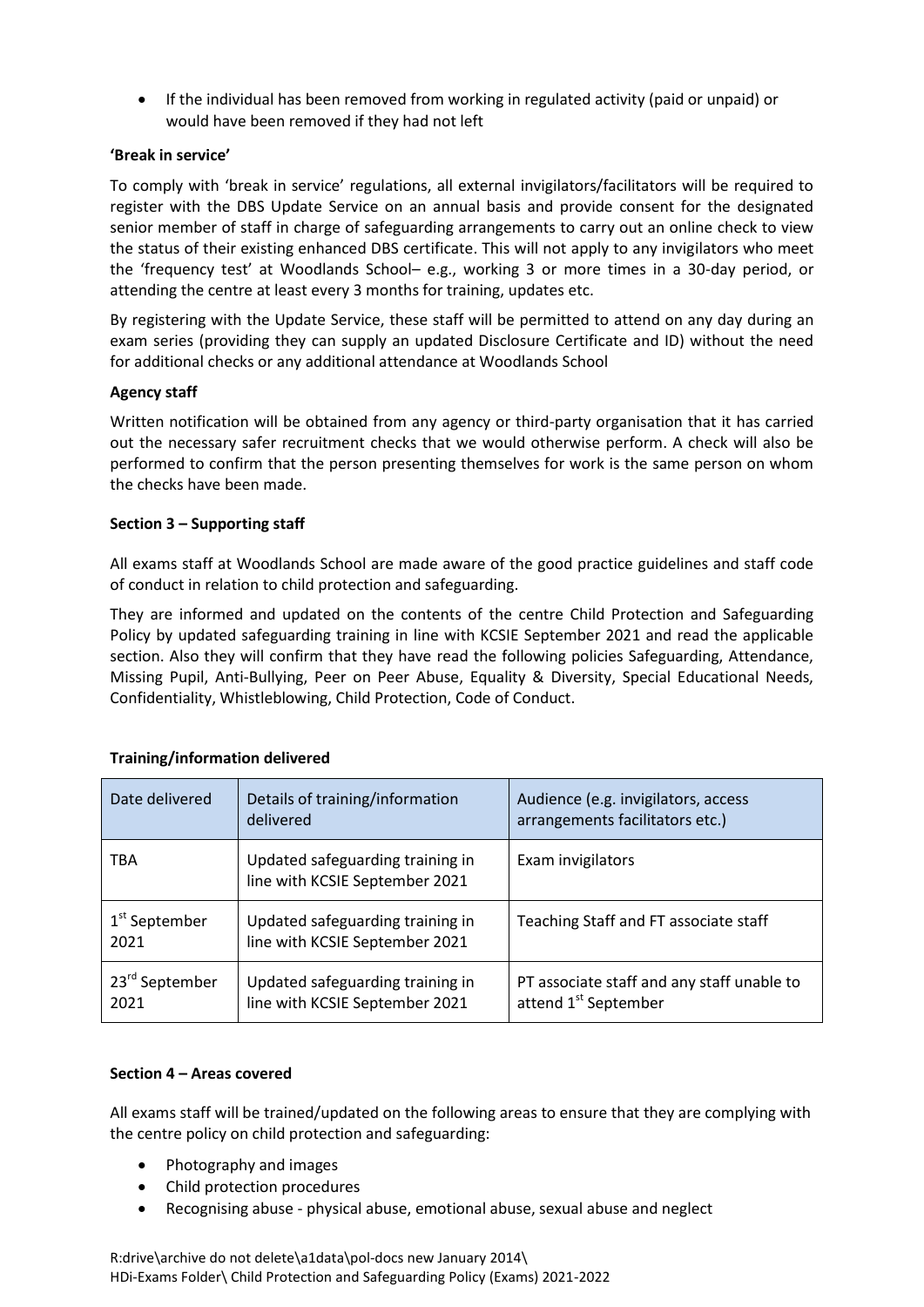- If the individual has been removed from working in regulated activity (paid or unpaid) or would have been removed if they had not left

**'Break in service'**

To comply with 'break in service' regulations, all external invigilators/facilitators will be required to register with the DBS Update Service on an annual basis and provide consent for the designated senior member of staff in charge of safeguarding arrangements to carry out an online check to view the status of their existing enhanced DBS certificate. This will not apply to any invigilators who meet the 'frequency test' at Woodlands School– e.g., working 3 or more times in a 30-day period, or attending the centre at least every 3 months for training, updates etc.

By registering with the Update Service, these staff will be permitted to attend on any day during an exam series (providing they can supply an updated Disclosure Certificate and ID) without the need for additional checks or any additional attendance at Woodlands School

**Agency staff**

Written notification will be obtained from any agency or third-party organisation that it has carried out the necessary safer recruitment checks that we would otherwise perform. A check will also be performed to confirm that the person presenting themselves for work is the same person on whom the checks have been made.

**Section 3 – Supporting staff**

All exams staff at Woodlands School are made aware of the good practice guidelines and staff code of conduct in relation to child protection and safeguarding.

They are informed and updated on the contents of the centre Child Protection and Safeguarding Policy by updated safeguarding training in line with KCSIE September 2021 and read the applicable section. Also they will confirm that they have read the following policies Safeguarding, Attendance, Missing Pupil, Anti-Bullying, Peer on Peer Abuse, Equality & Diversity, Special Educational Needs, Confidentiality, Whistleblowing, Child Protection, Code of Conduct.

**Training/information delivered**

| Date delivered | Details of training/information delivered | Audience (e.g. invigilators, access arrangements facilitators etc.) |
|---|---|---|
| TBA | Updated safeguarding training in line with KCSIE September 2021 | Exam invigilators |
| 1st September 2021 | Updated safeguarding training in line with KCSIE September 2021 | Teaching Staff and FT associate staff |
| 23rd September 2021 | Updated safeguarding training in line with KCSIE September 2021 | PT associate staff and any staff unable to attend 1st September |

**Section 4 – Areas covered**

All exams staff will be trained/updated on the following areas to ensure that they are complying with the centre policy on child protection and safeguarding:

- Photography and images
- Child protection procedures
- Recognising abuse - physical abuse, emotional abuse, sexual abuse and neglect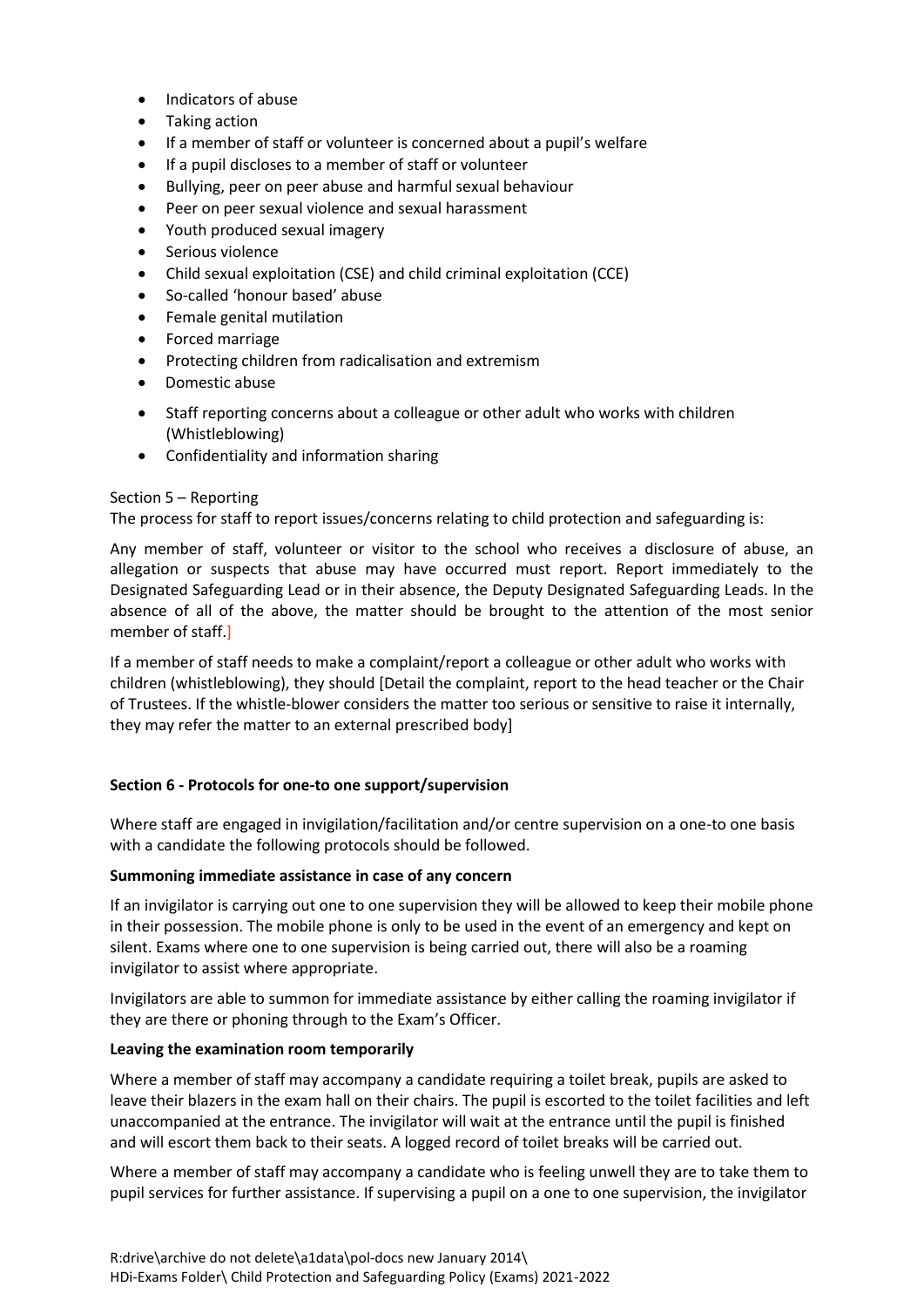- Indicators of abuse
- Taking action
- If a member of staff or volunteer is concerned about a pupil's welfare
- If a pupil discloses to a member of staff or volunteer
- Bullying, peer on peer abuse and harmful sexual behaviour
- Peer on peer sexual violence and sexual harassment
- Youth produced sexual imagery
- Serious violence
- Child sexual exploitation (CSE) and child criminal exploitation (CCE)
- So-called 'honour based' abuse
- Female genital mutilation
- Forced marriage
- Protecting children from radicalisation and extremism
- Domestic abuse
- Staff reporting concerns about a colleague or other adult who works with children (Whistleblowing)
- Confidentiality and information sharing

Section 5 – Reporting

The process for staff to report issues/concerns relating to child protection and safeguarding is:

Any member of staff, volunteer or visitor to the school who receives a disclosure of abuse, an allegation or suspects that abuse may have occurred must report. Report immediately to the Designated Safeguarding Lead or in their absence, the Deputy Designated Safeguarding Leads. In the absence of all of the above, the matter should be brought to the attention of the most senior member of staff.]

If a member of staff needs to make a complaint/report a colleague or other adult who works with children (whistleblowing), they should [Detail the complaint, report to the head teacher or the Chair of Trustees. If the whistle-blower considers the matter too serious or sensitive to raise it internally, they may refer the matter to an external prescribed body]

**Section 6 - Protocols for one-to one support/supervision**

Where staff are engaged in invigilation/facilitation and/or centre supervision on a one-to one basis with a candidate the following protocols should be followed.

**Summoning immediate assistance in case of any concern**

If an invigilator is carrying out one to one supervision they will be allowed to keep their mobile phone in their possession. The mobile phone is only to be used in the event of an emergency and kept on silent. Exams where one to one supervision is being carried out, there will also be a roaming invigilator to assist where appropriate.

Invigilators are able to summon for immediate assistance by either calling the roaming invigilator if they are there or phoning through to the Exam's Officer.

**Leaving the examination room temporarily**

Where a member of staff may accompany a candidate requiring a toilet break, pupils are asked to leave their blazers in the exam hall on their chairs. The pupil is escorted to the toilet facilities and left unaccompanied at the entrance. The invigilator will wait at the entrance until the pupil is finished and will escort them back to their seats. A logged record of toilet breaks will be carried out.

Where a member of staff may accompany a candidate who is feeling unwell they are to take them to pupil services for further assistance. If supervising a pupil on a one to one supervision, the invigilator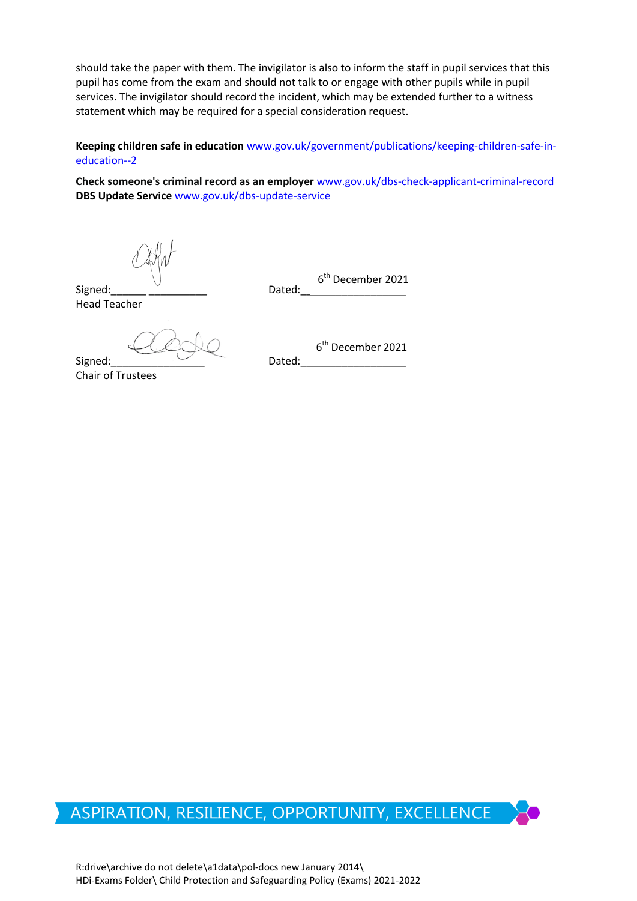should take the paper with them. The invigilator is also to inform the staff in pupil services that this pupil has come from the exam and should not talk to or engage with other pupils while in pupil services. The invigilator should record the incident, which may be extended further to a witness statement which may be required for a special consideration request.

**Keeping children safe in education** www.gov.uk/government/publications/keeping-children-safe-in-education--2

**Check someone's criminal record as an employer** www.gov.uk/dbs-check-applicant-criminal-record
**DBS Update Service** www.gov.uk/dbs-update-service

Signed:________________ Dated: 6th December 2021
Head Teacher

Signed:________________ Dated: 6th December 2021
Chair of Trustees

ASPIRATION, RESILIENCE, OPPORTUNITY, EXCELLENCE

R:drive\archive do not delete\a1data\pol-docs new January 2014\
HDi-Exams Folder\ Child Protection and Safeguarding Policy (Exams) 2021-2022